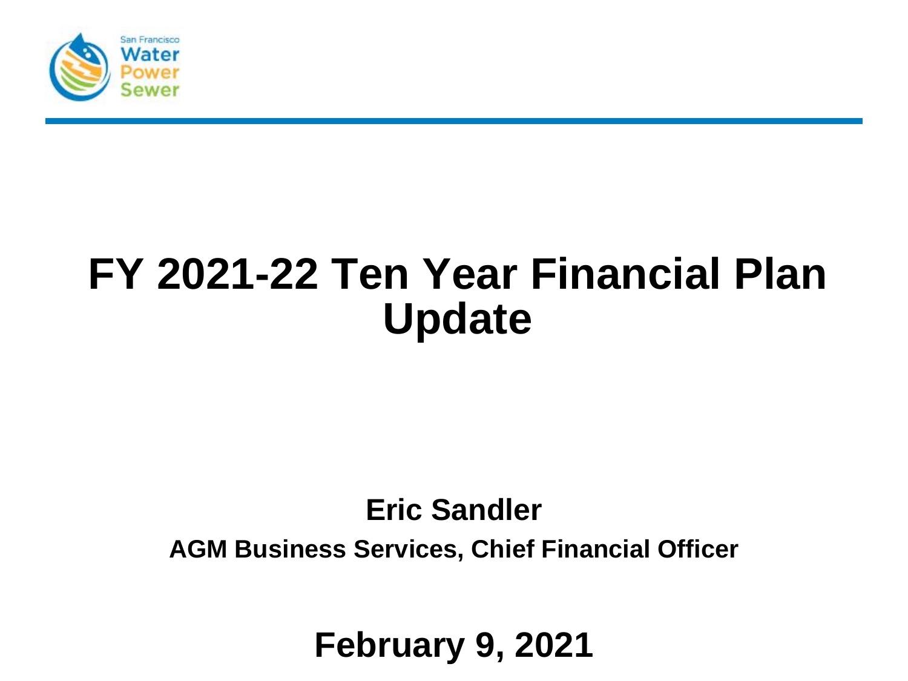San Francisco Water Power Sewer

# FY 2021-22 Ten Year Financial Plan Update

**Eric Sandler**

**AGM Business Services, Chief Financial Officer**

**February 9, 2021**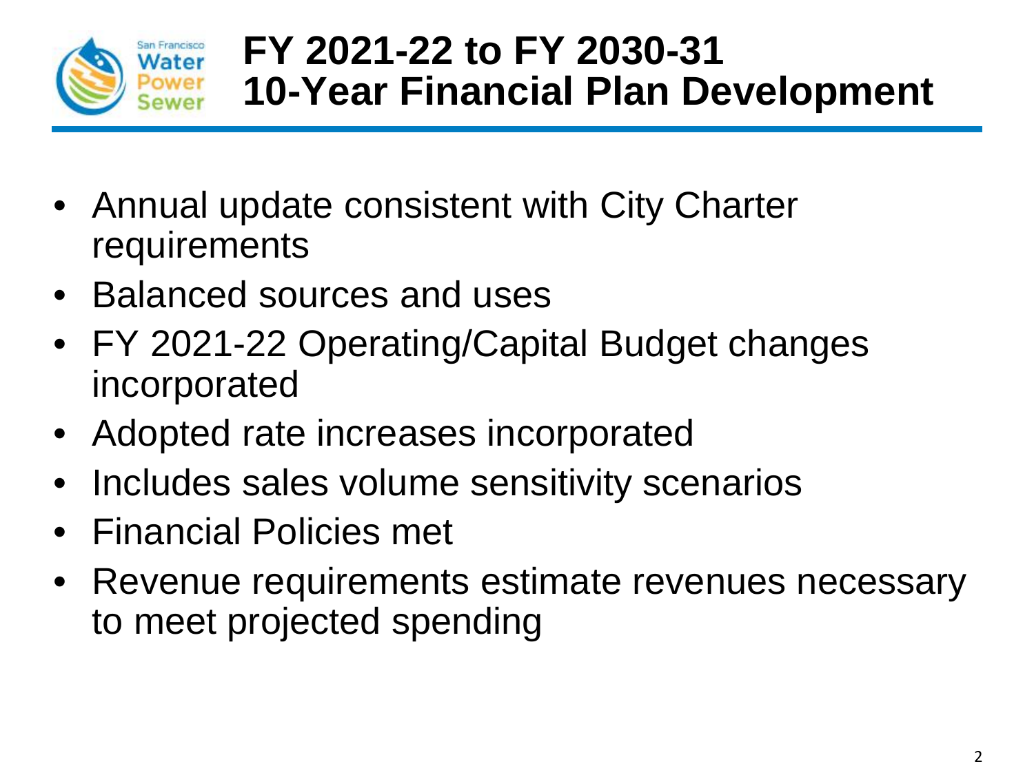# FY 2021-22 to FY 2030-31 10-Year Financial Plan Development

- Annual update consistent with City Charter requirements
- Balanced sources and uses
- FY 2021-22 Operating/Capital Budget changes incorporated
- Adopted rate increases incorporated
- Includes sales volume sensitivity scenarios
- Financial Policies met
- Revenue requirements estimate revenues necessary to meet projected spending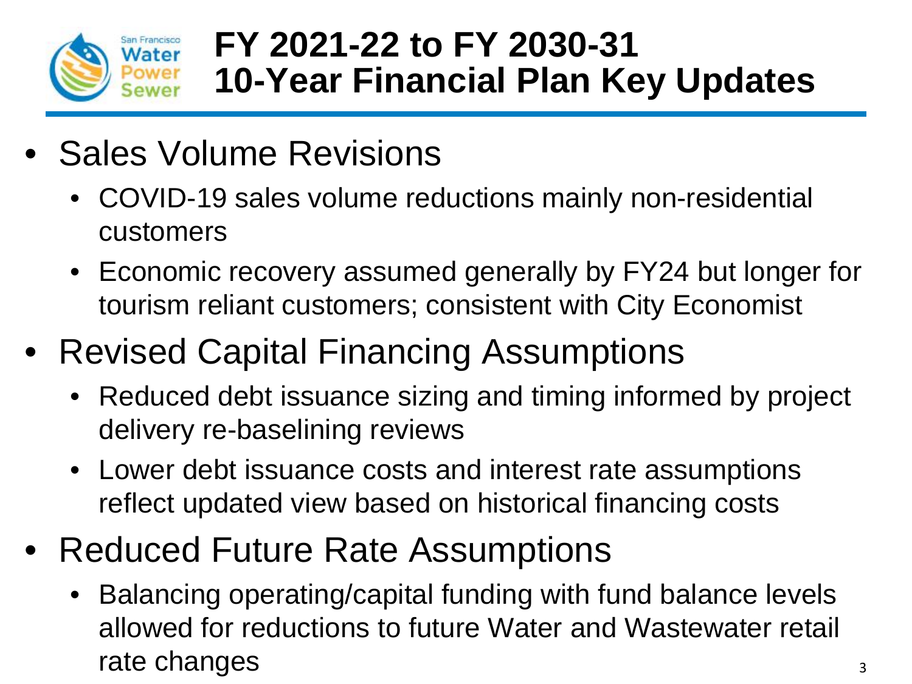# FY 2021-22 to FY 2030-31 10-Year Financial Plan Key Updates

- Sales Volume Revisions
  - COVID-19 sales volume reductions mainly non-residential customers
  - Economic recovery assumed generally by FY24 but longer for tourism reliant customers; consistent with City Economist
- Revised Capital Financing Assumptions
  - Reduced debt issuance sizing and timing informed by project delivery re-baselining reviews
  - Lower debt issuance costs and interest rate assumptions reflect updated view based on historical financing costs
- Reduced Future Rate Assumptions
  - Balancing operating/capital funding with fund balance levels allowed for reductions to future Water and Wastewater retail rate changes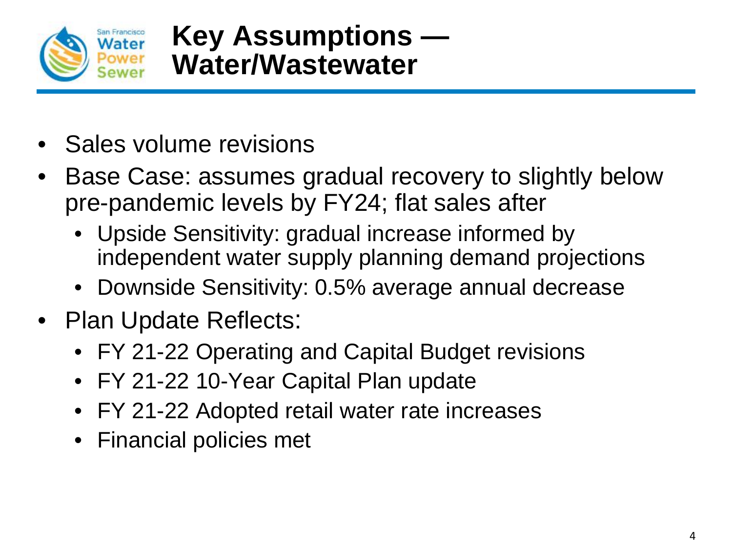# Key Assumptions — Water/Wastewater

- Sales volume revisions
- Base Case: assumes gradual recovery to slightly below pre-pandemic levels by FY24; flat sales after
  - Upside Sensitivity: gradual increase informed by independent water supply planning demand projections
  - Downside Sensitivity: 0.5% average annual decrease
- Plan Update Reflects:
  - FY 21-22 Operating and Capital Budget revisions
  - FY 21-22 10-Year Capital Plan update
  - FY 21-22 Adopted retail water rate increases
  - Financial policies met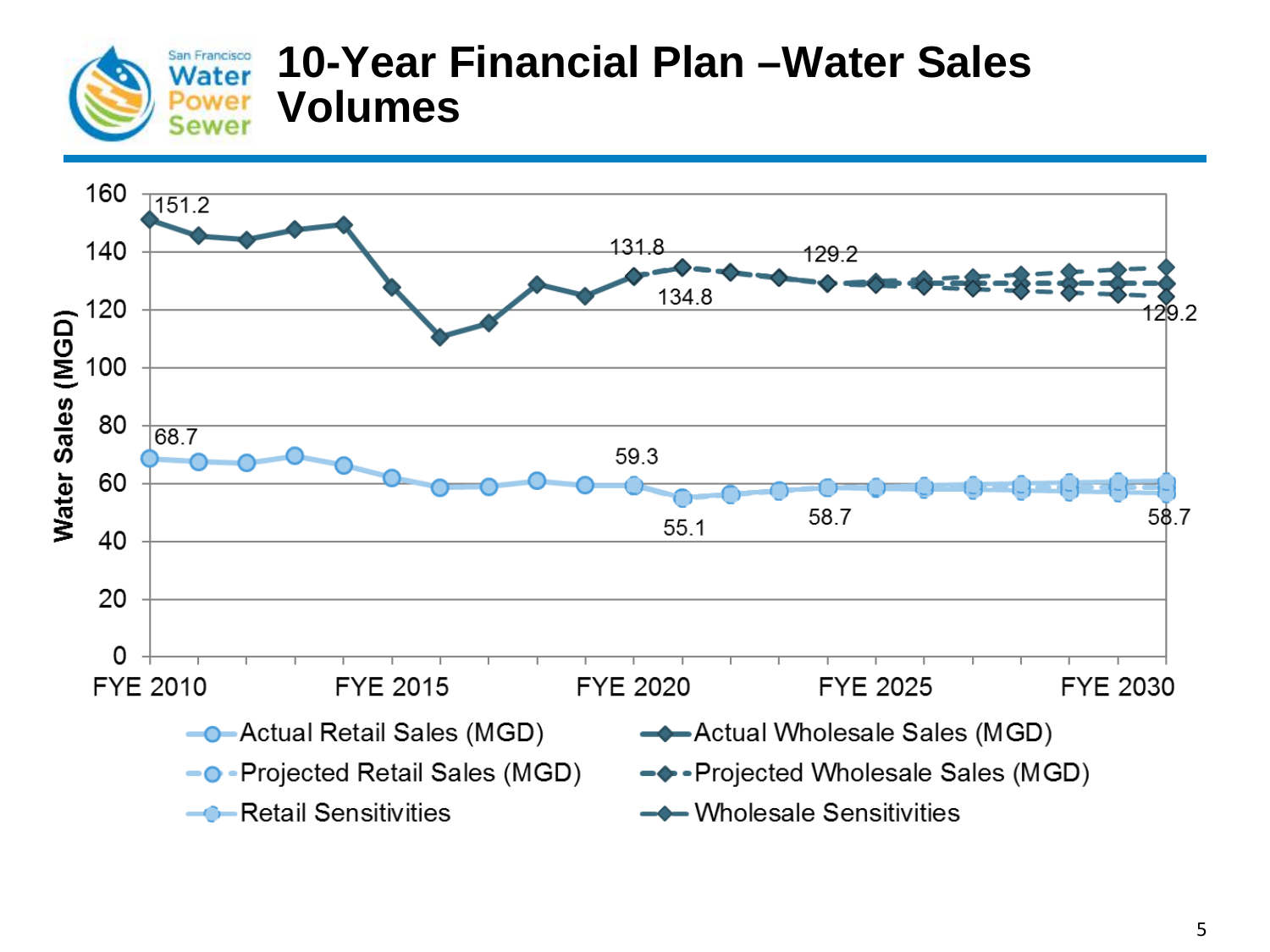# 10-Year Financial Plan – Water Sales Volumes

Water Sales (MGD)

| | |
|---|---|
| Actual Retail Sales (MGD) | Actual Wholesale Sales (MGD) |
| Projected Retail Sales (MGD) | Projected Wholesale Sales (MGD) |
| Retail Sensitivities | Wholesale Sensitivities |

Labeled values: Wholesale — 151.2 (FYE 2010), 131.8 (FYE 2020), 134.8 (FYE 2021), 129.2 (FYE 2024), 129.2 (FYE 2031). Retail — 68.7 (FYE 2010), 59.3 (FYE 2020), 55.1 (FYE 2021), 58.7 (FYE 2024), 58.7 (FYE 2031).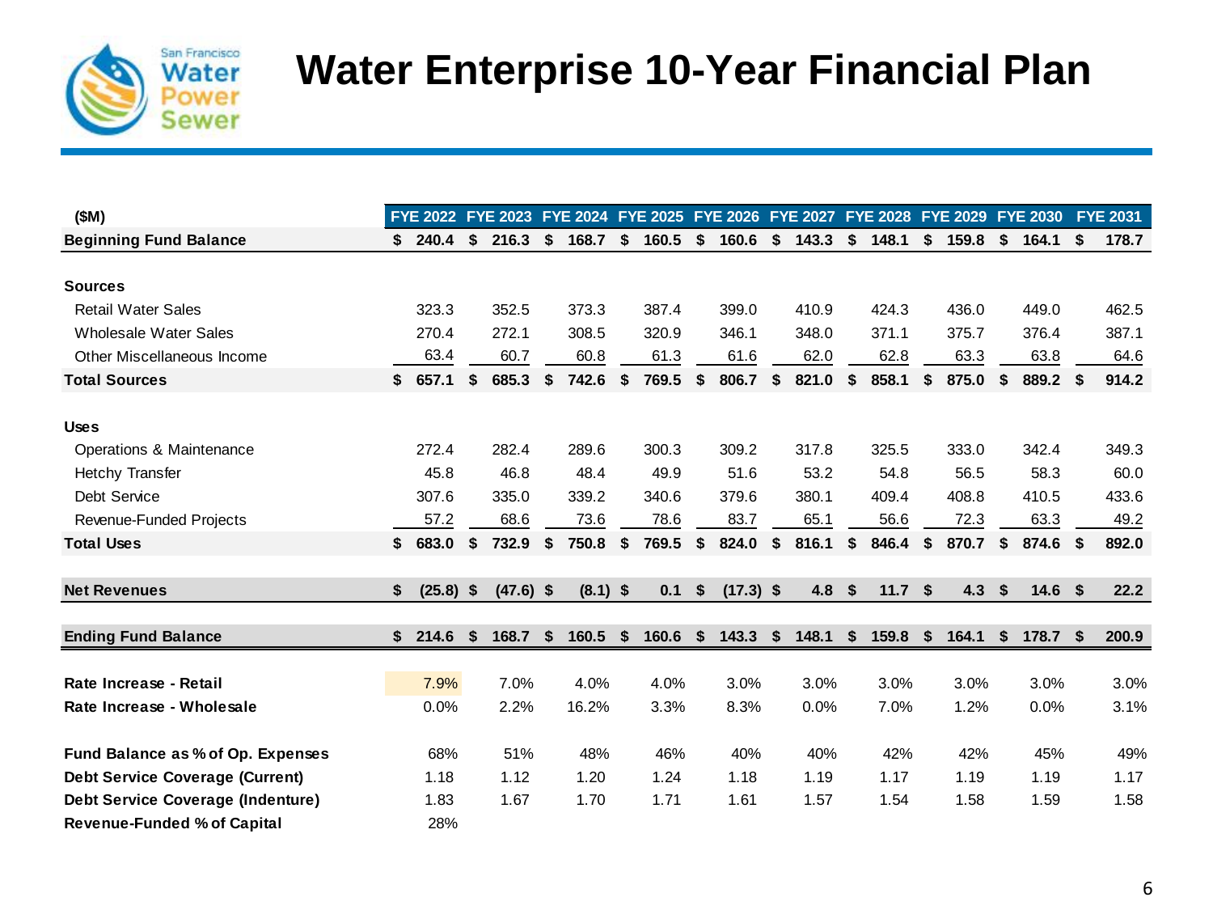# Water Enterprise 10-Year Financial Plan

| ($M) | FYE 2022 | FYE 2023 | FYE 2024 | FYE 2025 | FYE 2026 | FYE 2027 | FYE 2028 | FYE 2029 | FYE 2030 | FYE 2031 |
|---|---|---|---|---|---|---|---|---|---|---|
| **Beginning Fund Balance** | **$ 240.4** | **$ 216.3** | **$ 168.7** | **$ 160.5** | **$ 160.6** | **$ 143.3** | **$ 148.1** | **$ 159.8** | **$ 164.1** | **$ 178.7** |
| **Sources** | | | | | | | | | | |
| Retail Water Sales | 323.3 | 352.5 | 373.3 | 387.4 | 399.0 | 410.9 | 424.3 | 436.0 | 449.0 | 462.5 |
| Wholesale Water Sales | 270.4 | 272.1 | 308.5 | 320.9 | 346.1 | 348.0 | 371.1 | 375.7 | 376.4 | 387.1 |
| Other Miscellaneous Income | 63.4 | 60.7 | 60.8 | 61.3 | 61.6 | 62.0 | 62.8 | 63.3 | 63.8 | 64.6 |
| **Total Sources** | **$ 657.1** | **$ 685.3** | **$ 742.6** | **$ 769.5** | **$ 806.7** | **$ 821.0** | **$ 858.1** | **$ 875.0** | **$ 889.2** | **$ 914.2** |
| **Uses** | | | | | | | | | | |
| Operations & Maintenance | 272.4 | 282.4 | 289.6 | 300.3 | 309.2 | 317.8 | 325.5 | 333.0 | 342.4 | 349.3 |
| Hetchy Transfer | 45.8 | 46.8 | 48.4 | 49.9 | 51.6 | 53.2 | 54.8 | 56.5 | 58.3 | 60.0 |
| Debt Service | 307.6 | 335.0 | 339.2 | 340.6 | 379.6 | 380.1 | 409.4 | 408.8 | 410.5 | 433.6 |
| Revenue-Funded Projects | 57.2 | 68.6 | 73.6 | 78.6 | 83.7 | 65.1 | 56.6 | 72.3 | 63.3 | 49.2 |
| **Total Uses** | **$ 683.0** | **$ 732.9** | **$ 750.8** | **$ 769.5** | **$ 824.0** | **$ 816.1** | **$ 846.4** | **$ 870.7** | **$ 874.6** | **$ 892.0** |
| **Net Revenues** | **$ (25.8)** | **$ (47.6)** | **$ (8.1)** | **$ 0.1** | **$ (17.3)** | **$ 4.8** | **$ 11.7** | **$ 4.3** | **$ 14.6** | **$ 22.2** |
| **Ending Fund Balance** | **$ 214.6** | **$ 168.7** | **$ 160.5** | **$ 160.6** | **$ 143.3** | **$ 148.1** | **$ 159.8** | **$ 164.1** | **$ 178.7** | **$ 200.9** |
| **Rate Increase - Retail** | 7.9% | 7.0% | 4.0% | 4.0% | 3.0% | 3.0% | 3.0% | 3.0% | 3.0% | 3.0% |
| **Rate Increase - Wholesale** | 0.0% | 2.2% | 16.2% | 3.3% | 8.3% | 0.0% | 7.0% | 1.2% | 0.0% | 3.1% |
| **Fund Balance as % of Op. Expenses** | 68% | 51% | 48% | 46% | 40% | 40% | 42% | 42% | 45% | 49% |
| **Debt Service Coverage (Current)** | 1.18 | 1.12 | 1.20 | 1.24 | 1.18 | 1.19 | 1.17 | 1.19 | 1.19 | 1.17 |
| **Debt Service Coverage (Indenture)** | 1.83 | 1.67 | 1.70 | 1.71 | 1.61 | 1.57 | 1.54 | 1.58 | 1.59 | 1.58 |
| **Revenue-Funded % of Capital** | 28% | | | | | | | | | |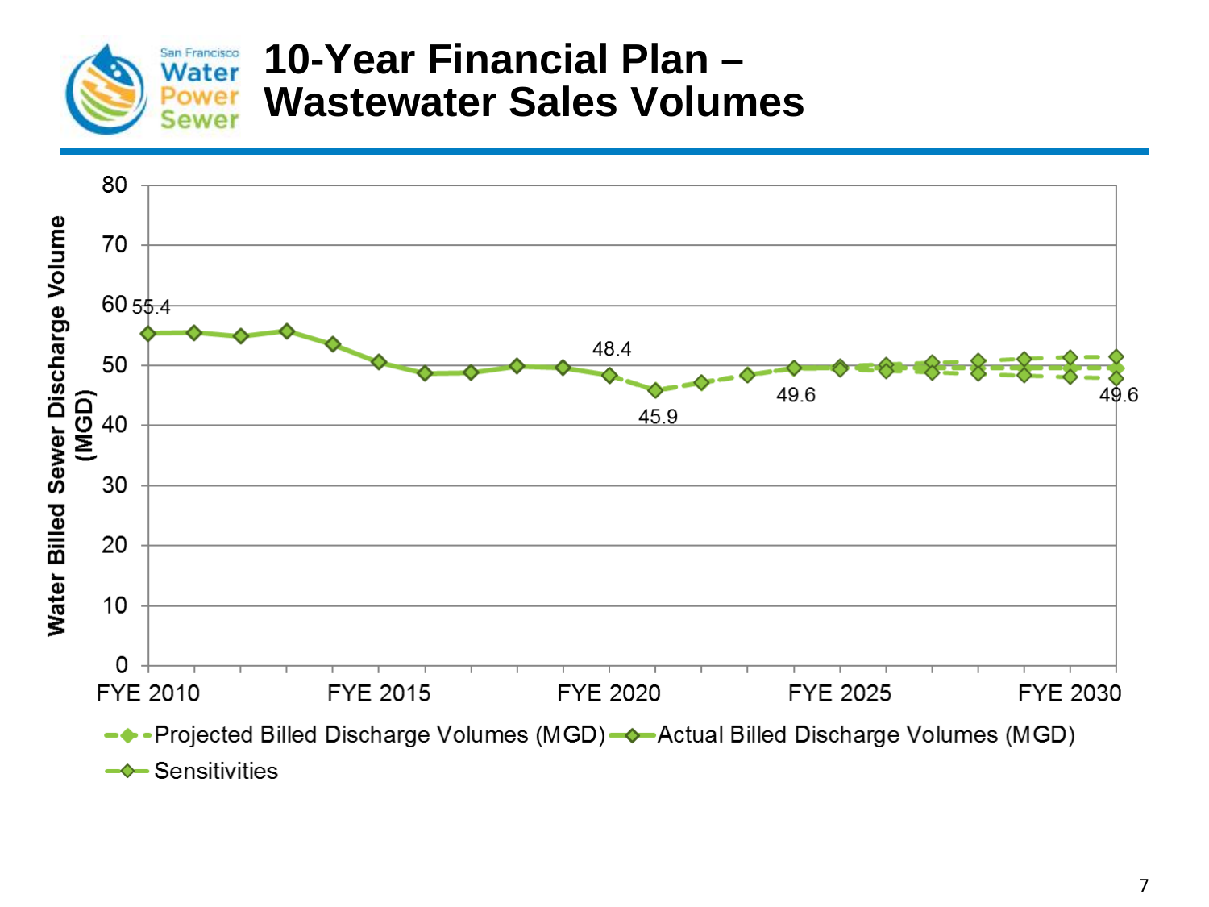# 10-Year Financial Plan – Wastewater Sales Volumes

San Francisco Water Power Sewer

Water Billed Sewer Discharge Volume (MGD)

80
70
60
50
40
30
20
10
0

55.4
48.4
45.9
49.6
49.6

FYE 2010 FYE 2015 FYE 2020 FYE 2025 FYE 2030

Projected Billed Discharge Volumes (MGD) Actual Billed Discharge Volumes (MGD)
Sensitivities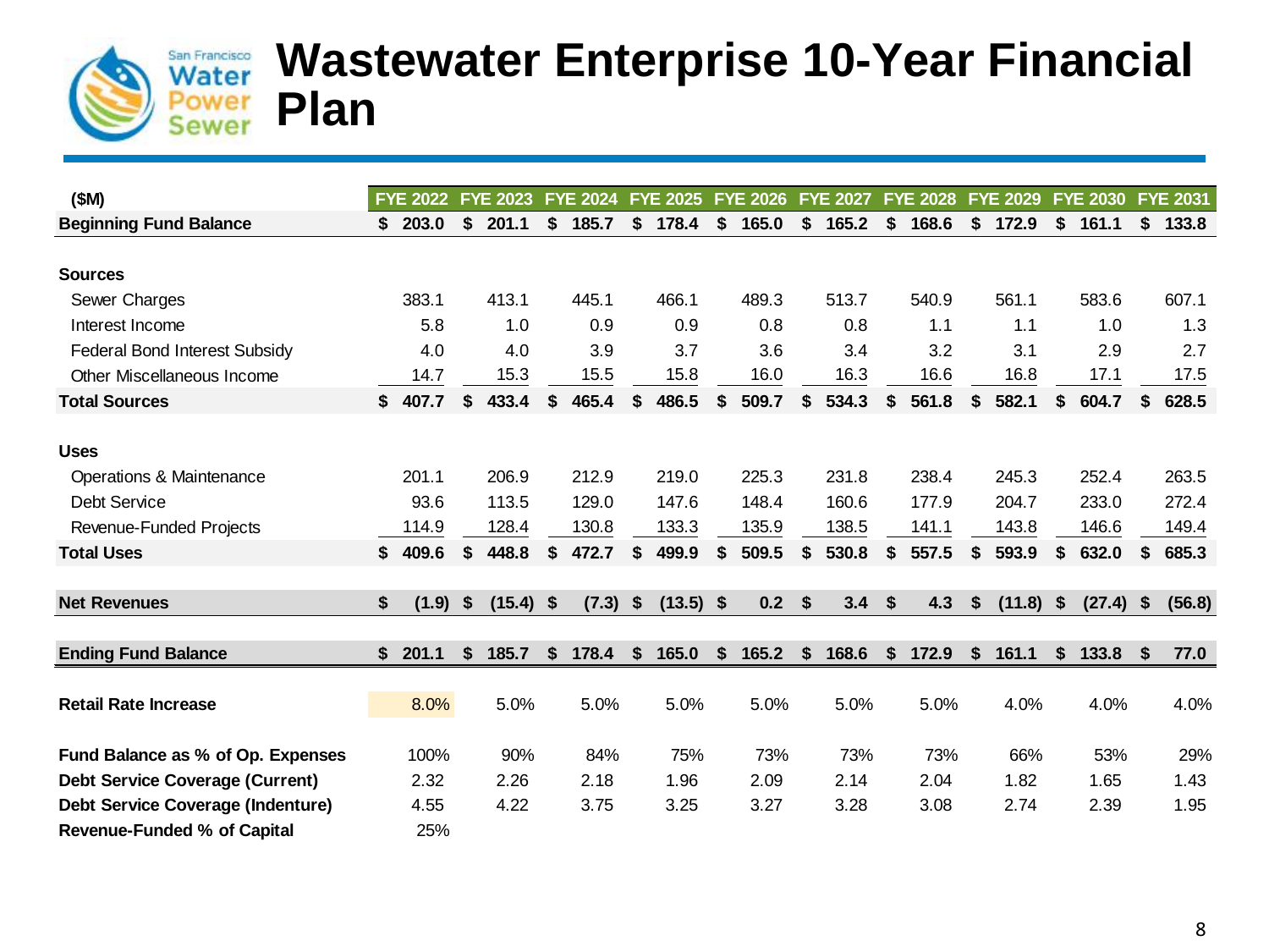# Wastewater Enterprise 10-Year Financial Plan

| ($M) | FYE 2022 | FYE 2023 | FYE 2024 | FYE 2025 | FYE 2026 | FYE 2027 | FYE 2028 | FYE 2029 | FYE 2030 | FYE 2031 |
|---|---|---|---|---|---|---|---|---|---|---|
| **Beginning Fund Balance** | **$ 203.0** | **$ 201.1** | **$ 185.7** | **$ 178.4** | **$ 165.0** | **$ 165.2** | **$ 168.6** | **$ 172.9** | **$ 161.1** | **$ 133.8** |
| **Sources** | | | | | | | | | | |
| Sewer Charges | 383.1 | 413.1 | 445.1 | 466.1 | 489.3 | 513.7 | 540.9 | 561.1 | 583.6 | 607.1 |
| Interest Income | 5.8 | 1.0 | 0.9 | 0.9 | 0.8 | 0.8 | 1.1 | 1.1 | 1.0 | 1.3 |
| Federal Bond Interest Subsidy | 4.0 | 4.0 | 3.9 | 3.7 | 3.6 | 3.4 | 3.2 | 3.1 | 2.9 | 2.7 |
| Other Miscellaneous Income | 14.7 | 15.3 | 15.5 | 15.8 | 16.0 | 16.3 | 16.6 | 16.8 | 17.1 | 17.5 |
| **Total Sources** | **$ 407.7** | **$ 433.4** | **$ 465.4** | **$ 486.5** | **$ 509.7** | **$ 534.3** | **$ 561.8** | **$ 582.1** | **$ 604.7** | **$ 628.5** |
| **Uses** | | | | | | | | | | |
| Operations & Maintenance | 201.1 | 206.9 | 212.9 | 219.0 | 225.3 | 231.8 | 238.4 | 245.3 | 252.4 | 263.5 |
| Debt Service | 93.6 | 113.5 | 129.0 | 147.6 | 148.4 | 160.6 | 177.9 | 204.7 | 233.0 | 272.4 |
| Revenue-Funded Projects | 114.9 | 128.4 | 130.8 | 133.3 | 135.9 | 138.5 | 141.1 | 143.8 | 146.6 | 149.4 |
| **Total Uses** | **$ 409.6** | **$ 448.8** | **$ 472.7** | **$ 499.9** | **$ 509.5** | **$ 530.8** | **$ 557.5** | **$ 593.9** | **$ 632.0** | **$ 685.3** |
| **Net Revenues** | **$ (1.9)** | **$ (15.4)** | **$ (7.3)** | **$ (13.5)** | **$ 0.2** | **$ 3.4** | **$ 4.3** | **$ (11.8)** | **$ (27.4)** | **$ (56.8)** |
| **Ending Fund Balance** | **$ 201.1** | **$ 185.7** | **$ 178.4** | **$ 165.0** | **$ 165.2** | **$ 168.6** | **$ 172.9** | **$ 161.1** | **$ 133.8** | **$ 77.0** |
| **Retail Rate Increase** | 8.0% | 5.0% | 5.0% | 5.0% | 5.0% | 5.0% | 5.0% | 4.0% | 4.0% | 4.0% |
| **Fund Balance as % of Op. Expenses** | 100% | 90% | 84% | 75% | 73% | 73% | 73% | 66% | 53% | 29% |
| **Debt Service Coverage (Current)** | 2.32 | 2.26 | 2.18 | 1.96 | 2.09 | 2.14 | 2.04 | 1.82 | 1.65 | 1.43 |
| **Debt Service Coverage (Indenture)** | 4.55 | 4.22 | 3.75 | 3.25 | 3.27 | 3.28 | 3.08 | 2.74 | 2.39 | 1.95 |
| **Revenue-Funded % of Capital** | 25% | | | | | | | | | |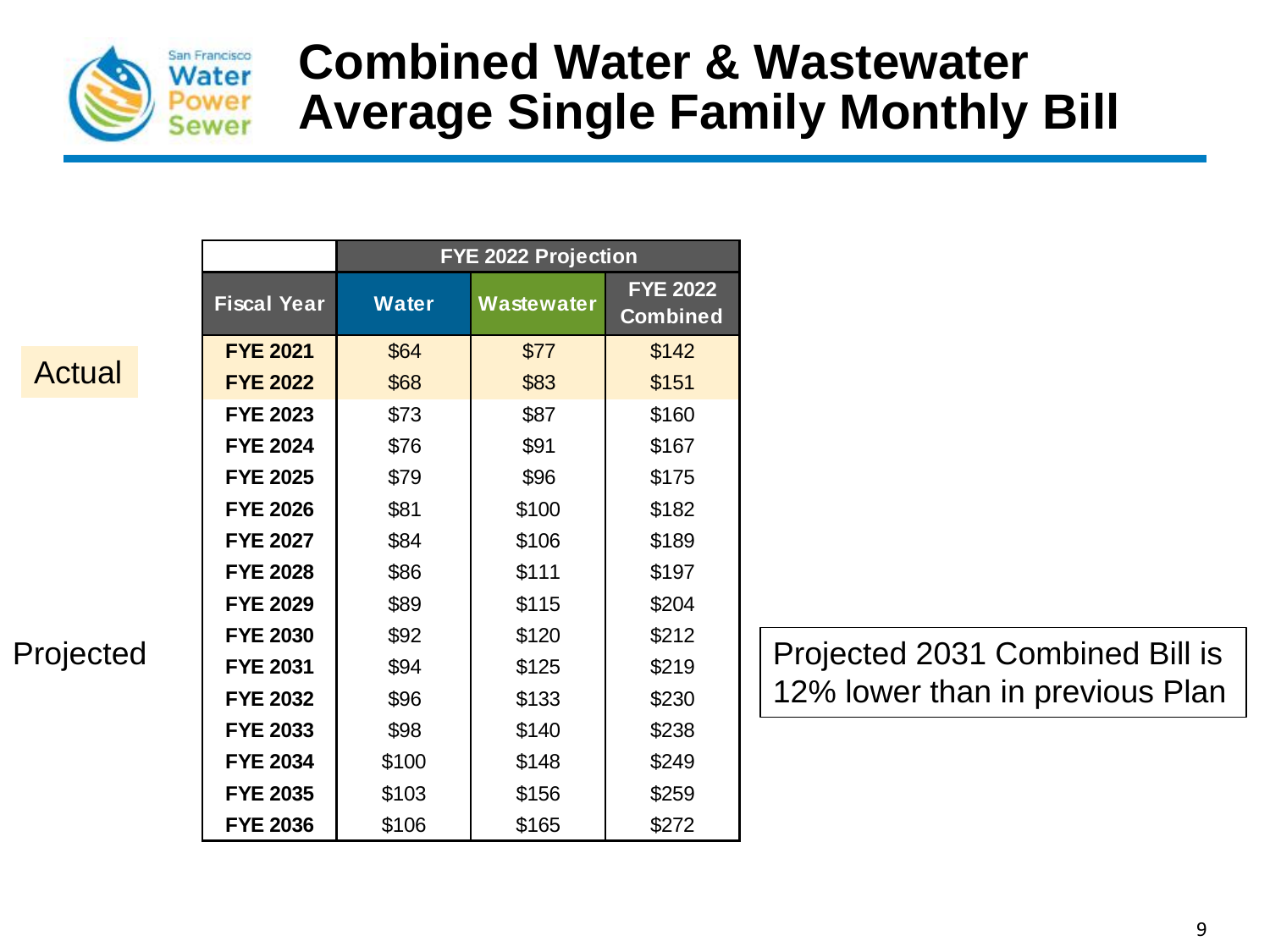# Combined Water & Wastewater Average Single Family Monthly Bill

| | | FYE 2022 Projection | | |
|---|---|---|---|---|
| | **Fiscal Year** | **Water** | **Wastewater** | **FYE 2022 Combined** |
| Actual | **FYE 2021** | $64 | $77 | $142 |
| | **FYE 2022** | $68 | $83 | $151 |
| Projected | **FYE 2023** | $73 | $87 | $160 |
| | **FYE 2024** | $76 | $91 | $167 |
| | **FYE 2025** | $79 | $96 | $175 |
| | **FYE 2026** | $81 | $100 | $182 |
| | **FYE 2027** | $84 | $106 | $189 |
| | **FYE 2028** | $86 | $111 | $197 |
| | **FYE 2029** | $89 | $115 | $204 |
| | **FYE 2030** | $92 | $120 | $212 |
| | **FYE 2031** | $94 | $125 | $219 |
| | **FYE 2032** | $96 | $133 | $230 |
| | **FYE 2033** | $98 | $140 | $238 |
| | **FYE 2034** | $100 | $148 | $249 |
| | **FYE 2035** | $103 | $156 | $259 |
| | **FYE 2036** | $106 | $165 | $272 |

Projected 2031 Combined Bill is 12% lower than in previous Plan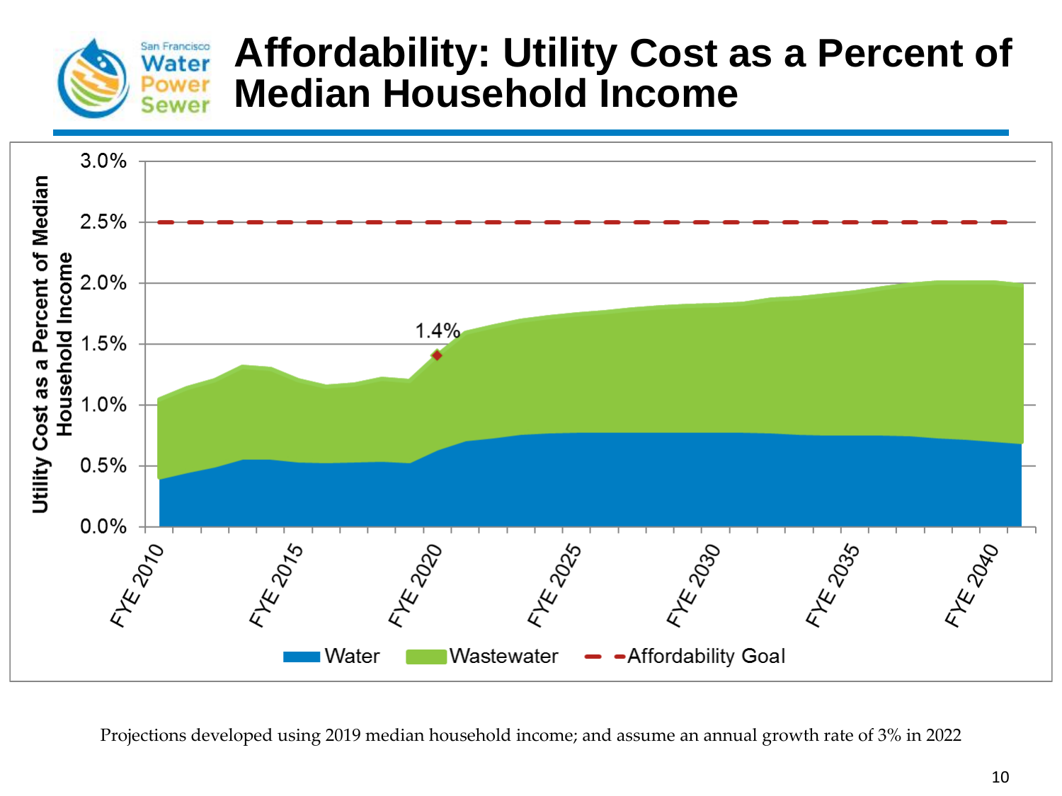# Affordability: Utility Cost as a Percent of Median Household Income

Utility Cost as a Percent of Median Household Income

3.0%
2.5%
2.0%
1.5%
1.0%
0.5%
0.0%

1.4%

FYE 2010 FYE 2015 FYE 2020 FYE 2025 FYE 2030 FYE 2035 FYE 2040

Water | Wastewater | Affordability Goal

Projections developed using 2019 median household income; and assume an annual growth rate of 3% in 2022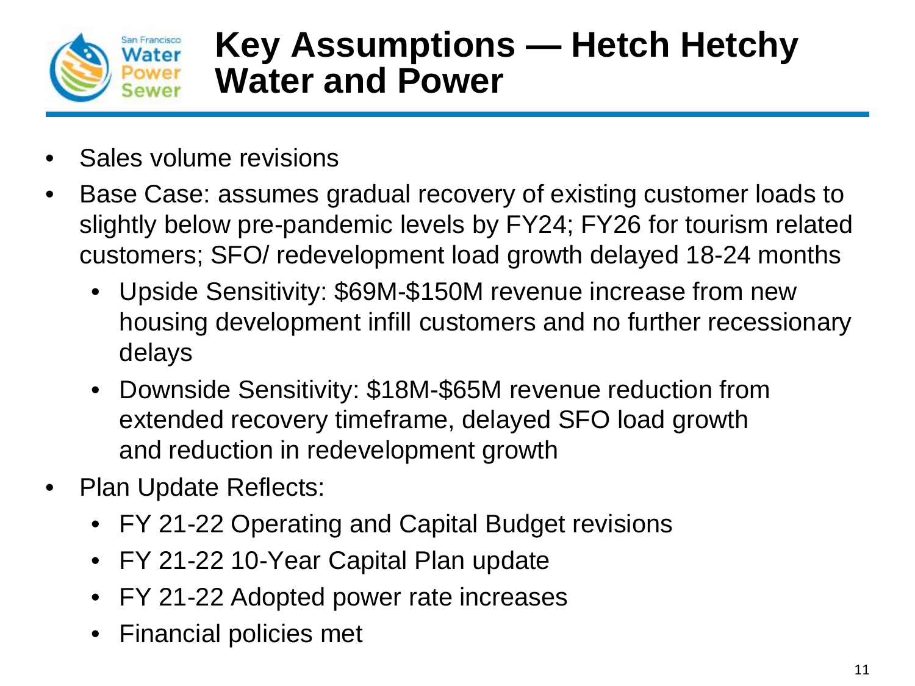# Key Assumptions — Hetch Hetchy Water and Power

- Sales volume revisions
- Base Case: assumes gradual recovery of existing customer loads to slightly below pre-pandemic levels by FY24; FY26 for tourism related customers; SFO/ redevelopment load growth delayed 18-24 months
  - Upside Sensitivity: $69M-$150M revenue increase from new housing development infill customers and no further recessionary delays
  - Downside Sensitivity: $18M-$65M revenue reduction from extended recovery timeframe, delayed SFO load growth and reduction in redevelopment growth
- Plan Update Reflects:
  - FY 21-22 Operating and Capital Budget revisions
  - FY 21-22 10-Year Capital Plan update
  - FY 21-22 Adopted power rate increases
  - Financial policies met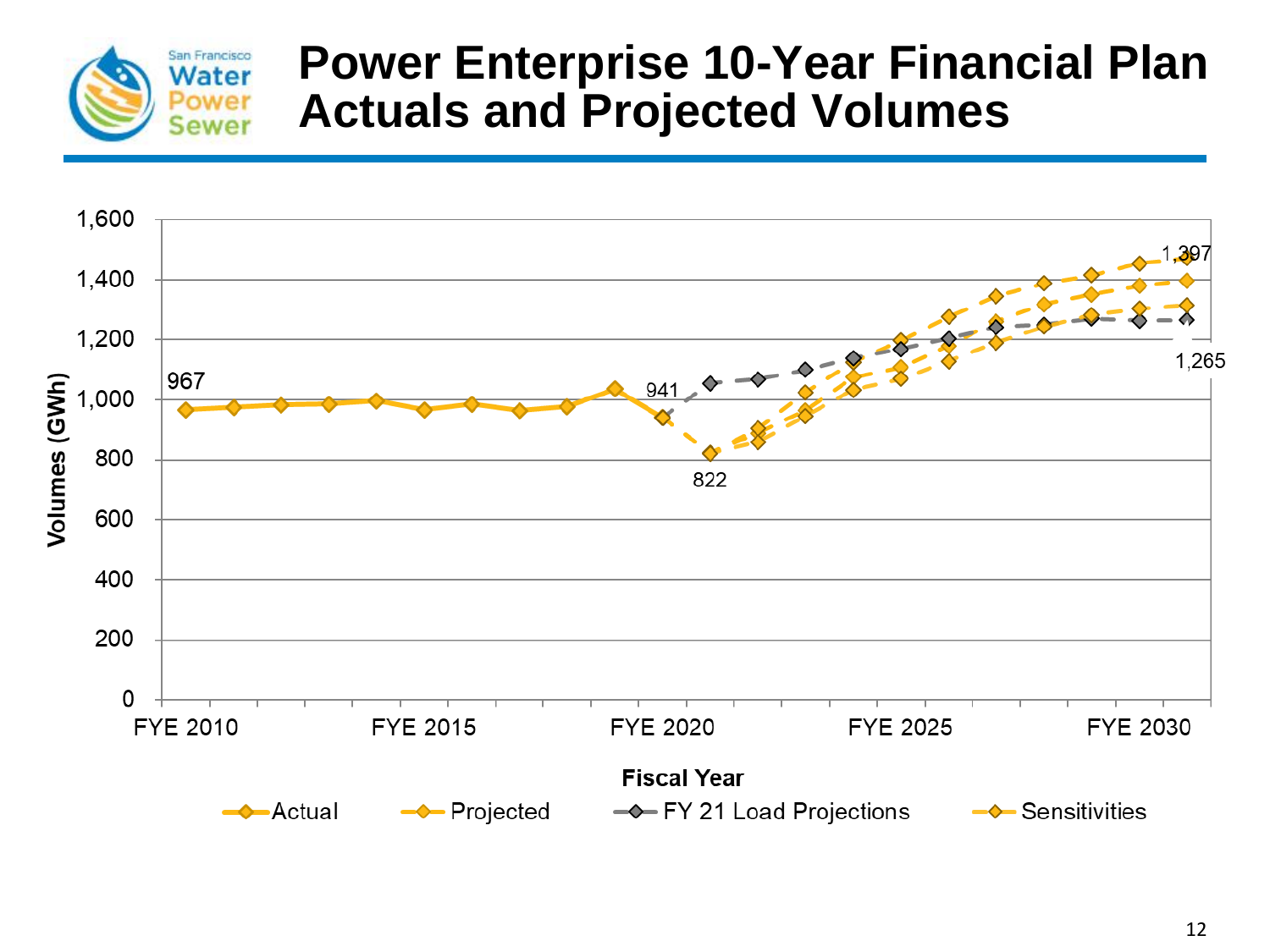# Power Enterprise 10-Year Financial Plan Actuals and Projected Volumes

Volumes (GWh)

1,600
1,400
1,200
1,000
800
600
400
200
0

967

941

822

1,397

1,265

FYE 2010 FYE 2015 FYE 2020 FYE 2025 FYE 2030

Fiscal Year

Actual | Projected | FY 21 Load Projections | Sensitivities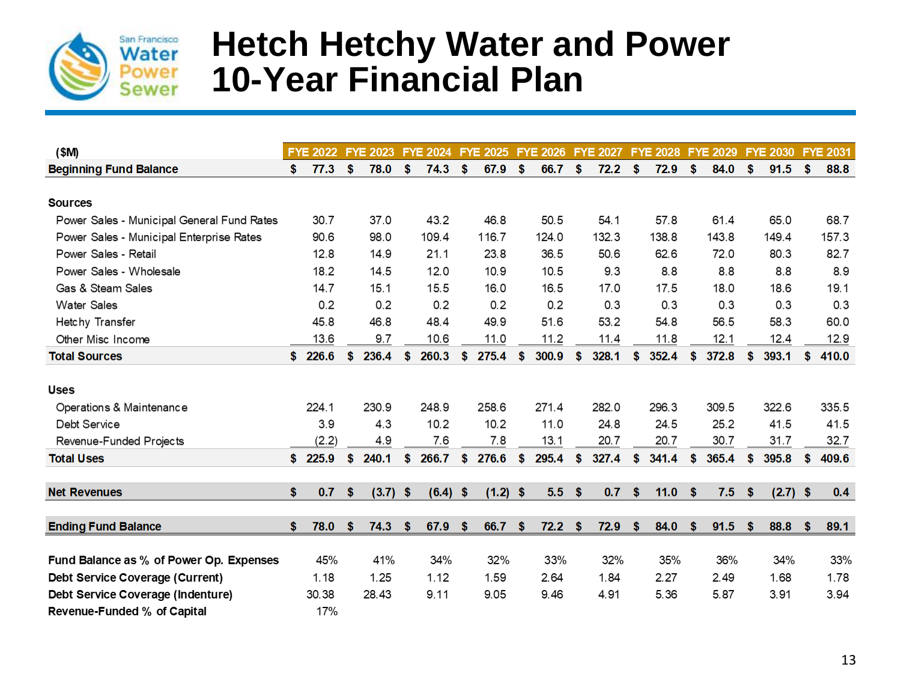# Hetch Hetchy Water and Power 10-Year Financial Plan

| ($M) | FYE 2022 | FYE 2023 | FYE 2024 | FYE 2025 | FYE 2026 | FYE 2027 | FYE 2028 | FYE 2029 | FYE 2030 | FYE 2031 |
|---|---|---|---|---|---|---|---|---|---|---|
| **Beginning Fund Balance** | $ 77.3 | $ 78.0 | $ 74.3 | $ 67.9 | $ 66.7 | $ 72.2 | $ 72.9 | $ 84.0 | $ 91.5 | $ 88.8 |
| **Sources** | | | | | | | | | | |
| Power Sales - Municipal General Fund Rates | 30.7 | 37.0 | 43.2 | 46.8 | 50.5 | 54.1 | 57.8 | 61.4 | 65.0 | 68.7 |
| Power Sales - Municipal Enterprise Rates | 90.6 | 98.0 | 109.4 | 116.7 | 124.0 | 132.3 | 138.8 | 143.8 | 149.4 | 157.3 |
| Power Sales - Retail | 12.8 | 14.9 | 21.1 | 23.8 | 36.5 | 50.6 | 62.6 | 72.0 | 80.3 | 82.7 |
| Power Sales - Wholesale | 18.2 | 14.5 | 12.0 | 10.9 | 10.5 | 9.3 | 8.8 | 8.8 | 8.8 | 8.9 |
| Gas & Steam Sales | 14.7 | 15.1 | 15.5 | 16.0 | 16.5 | 17.0 | 17.5 | 18.0 | 18.6 | 19.1 |
| Water Sales | 0.2 | 0.2 | 0.2 | 0.2 | 0.2 | 0.3 | 0.3 | 0.3 | 0.3 | 0.3 |
| Hetchy Transfer | 45.8 | 46.8 | 48.4 | 49.9 | 51.6 | 53.2 | 54.8 | 56.5 | 58.3 | 60.0 |
| Other Misc Income | 13.6 | 9.7 | 10.6 | 11.0 | 11.2 | 11.4 | 11.8 | 12.1 | 12.4 | 12.9 |
| **Total Sources** | $ 226.6 | $ 236.4 | $ 260.3 | $ 275.4 | $ 300.9 | $ 328.1 | $ 352.4 | $ 372.8 | $ 393.1 | $ 410.0 |
| **Uses** | | | | | | | | | | |
| Operations & Maintenance | 224.1 | 230.9 | 248.9 | 258.6 | 271.4 | 282.0 | 296.3 | 309.5 | 322.6 | 335.5 |
| Debt Service | 3.9 | 4.3 | 10.2 | 10.2 | 11.0 | 24.8 | 24.5 | 25.2 | 41.5 | 41.5 |
| Revenue-Funded Projects | (2.2) | 4.9 | 7.6 | 7.8 | 13.1 | 20.7 | 20.7 | 30.7 | 31.7 | 32.7 |
| **Total Uses** | $ 225.9 | $ 240.1 | $ 266.7 | $ 276.6 | $ 295.4 | $ 327.4 | $ 341.4 | $ 365.4 | $ 395.8 | $ 409.6 |
| **Net Revenues** | $ 0.7 | $ (3.7) | $ (6.4) | $ (1.2) | $ 5.5 | $ 0.7 | $ 11.0 | $ 7.5 | $ (2.7) | $ 0.4 |
| **Ending Fund Balance** | $ 78.0 | $ 74.3 | $ 67.9 | $ 66.7 | $ 72.2 | $ 72.9 | $ 84.0 | $ 91.5 | $ 88.8 | $ 89.1 |
| **Fund Balance as % of Power Op. Expenses** | 45% | 41% | 34% | 32% | 33% | 32% | 35% | 36% | 34% | 33% |
| **Debt Service Coverage (Current)** | 1.18 | 1.25 | 1.12 | 1.59 | 2.64 | 1.84 | 2.27 | 2.49 | 1.68 | 1.78 |
| **Debt Service Coverage (Indenture)** | 30.38 | 28.43 | 9.11 | 9.05 | 9.46 | 4.91 | 5.36 | 5.87 | 3.91 | 3.94 |
| **Revenue-Funded % of Capital** | 17% | | | | | | | | | |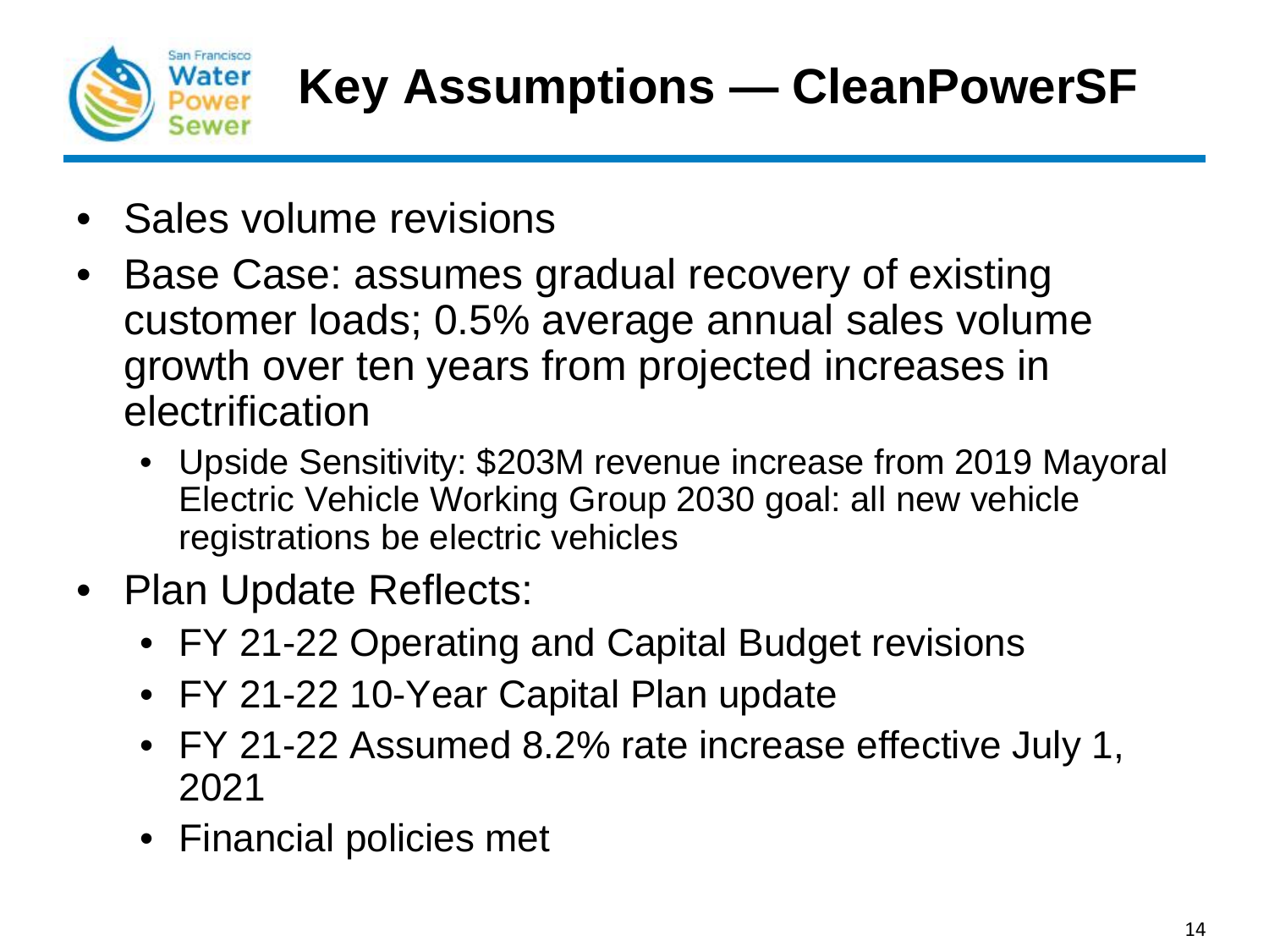# Key Assumptions — CleanPowerSF

- Sales volume revisions
- Base Case: assumes gradual recovery of existing customer loads; 0.5% average annual sales volume growth over ten years from projected increases in electrification
  - Upside Sensitivity: $203M revenue increase from 2019 Mayoral Electric Vehicle Working Group 2030 goal: all new vehicle registrations be electric vehicles
- Plan Update Reflects:
  - FY 21-22 Operating and Capital Budget revisions
  - FY 21-22 10-Year Capital Plan update
  - FY 21-22 Assumed 8.2% rate increase effective July 1, 2021
  - Financial policies met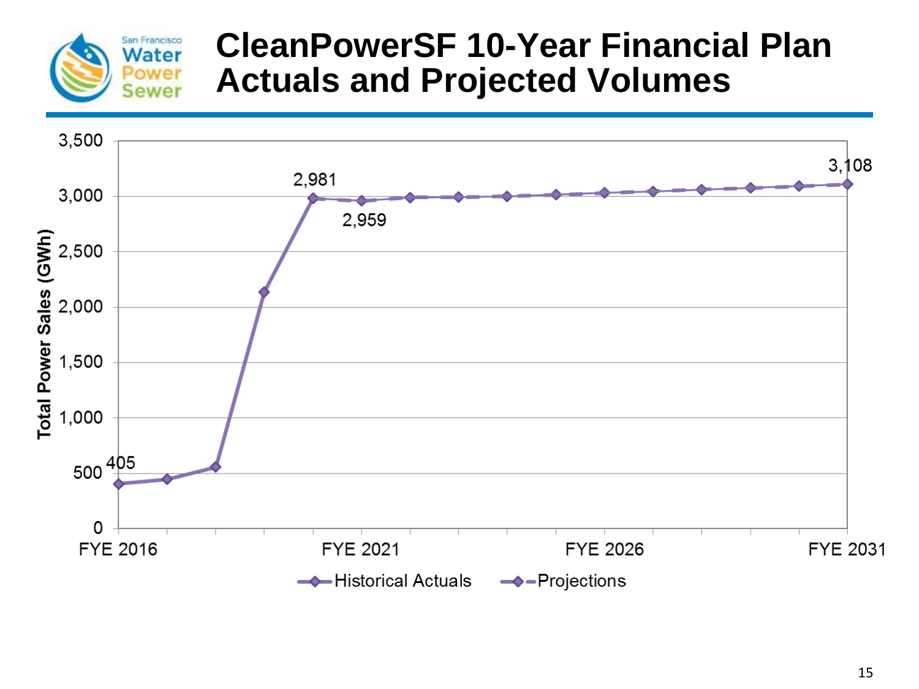San Francisco Water Power Sewer

# CleanPowerSF 10-Year Financial Plan Actuals and Projected Volumes

Total Power Sales (GWh)

| Fiscal Year | Value (GWh) | Series |
|---|---|---|
| FYE 2016 | 405 | Historical Actuals |
| FYE 2020 | 2,981 | Historical Actuals |
| FYE 2021 | 2,959 | Projections |
| FYE 2031 | 3,108 | Projections |

Legend: Historical Actuals; Projections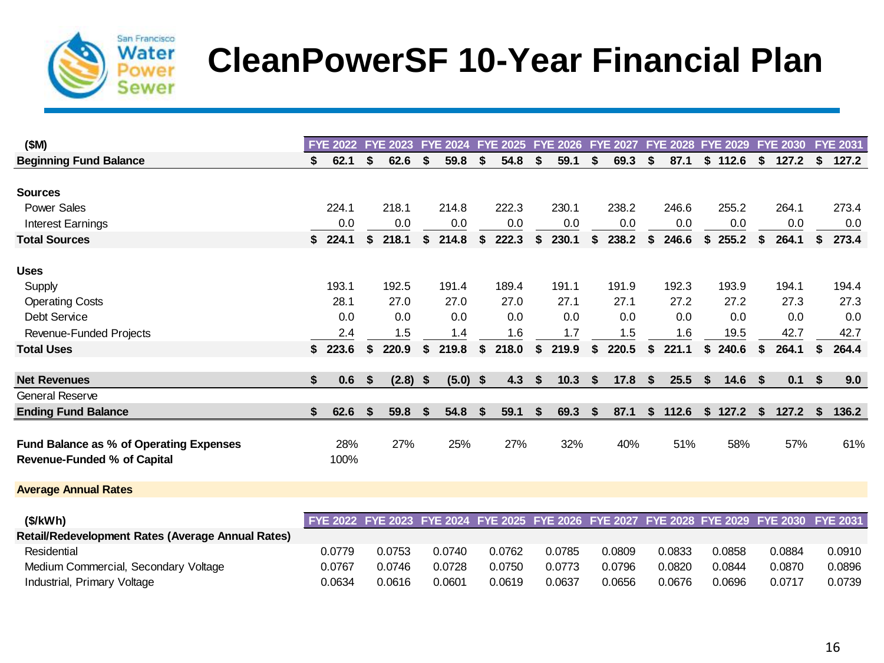# CleanPowerSF 10-Year Financial Plan

| ($M) | FYE 2022 | FYE 2023 | FYE 2024 | FYE 2025 | FYE 2026 | FYE 2027 | FYE 2028 | FYE 2029 | FYE 2030 | FYE 2031 |
|---|---|---|---|---|---|---|---|---|---|---|
| **Beginning Fund Balance** | **$ 62.1** | **$ 62.6** | **$ 59.8** | **$ 54.8** | **$ 59.1** | **$ 69.3** | **$ 87.1** | **$ 112.6** | **$ 127.2** | **$ 127.2** |
| **Sources** | | | | | | | | | | |
| Power Sales | 224.1 | 218.1 | 214.8 | 222.3 | 230.1 | 238.2 | 246.6 | 255.2 | 264.1 | 273.4 |
| Interest Earnings | 0.0 | 0.0 | 0.0 | 0.0 | 0.0 | 0.0 | 0.0 | 0.0 | 0.0 | 0.0 |
| **Total Sources** | **$ 224.1** | **$ 218.1** | **$ 214.8** | **$ 222.3** | **$ 230.1** | **$ 238.2** | **$ 246.6** | **$ 255.2** | **$ 264.1** | **$ 273.4** |
| **Uses** | | | | | | | | | | |
| Supply | 193.1 | 192.5 | 191.4 | 189.4 | 191.1 | 191.9 | 192.3 | 193.9 | 194.1 | 194.4 |
| Operating Costs | 28.1 | 27.0 | 27.0 | 27.0 | 27.1 | 27.1 | 27.2 | 27.2 | 27.3 | 27.3 |
| Debt Service | 0.0 | 0.0 | 0.0 | 0.0 | 0.0 | 0.0 | 0.0 | 0.0 | 0.0 | 0.0 |
| Revenue-Funded Projects | 2.4 | 1.5 | 1.4 | 1.6 | 1.7 | 1.5 | 1.6 | 19.5 | 42.7 | 42.7 |
| **Total Uses** | **$ 223.6** | **$ 220.9** | **$ 219.8** | **$ 218.0** | **$ 219.9** | **$ 220.5** | **$ 221.1** | **$ 240.6** | **$ 264.1** | **$ 264.4** |
| **Net Revenues** | **$ 0.6** | **$ (2.8)** | **$ (5.0)** | **$ 4.3** | **$ 10.3** | **$ 17.8** | **$ 25.5** | **$ 14.6** | **$ 0.1** | **$ 9.0** |
| General Reserve | | | | | | | | | | |
| **Ending Fund Balance** | **$ 62.6** | **$ 59.8** | **$ 54.8** | **$ 59.1** | **$ 69.3** | **$ 87.1** | **$ 112.6** | **$ 127.2** | **$ 127.2** | **$ 136.2** |
| **Fund Balance as % of Operating Expenses** | 28% | 27% | 25% | 27% | 32% | 40% | 51% | 58% | 57% | 61% |
| **Revenue-Funded % of Capital** | 100% | | | | | | | | | |

**Average Annual Rates**

| ($/kWh) | FYE 2022 | FYE 2023 | FYE 2024 | FYE 2025 | FYE 2026 | FYE 2027 | FYE 2028 | FYE 2029 | FYE 2030 | FYE 2031 |
|---|---|---|---|---|---|---|---|---|---|---|
| **Retail/Redevelopment Rates (Average Annual Rates)** | | | | | | | | | | |
| Residential | 0.0779 | 0.0753 | 0.0740 | 0.0762 | 0.0785 | 0.0809 | 0.0833 | 0.0858 | 0.0884 | 0.0910 |
| Medium Commercial, Secondary Voltage | 0.0767 | 0.0746 | 0.0728 | 0.0750 | 0.0773 | 0.0796 | 0.0820 | 0.0844 | 0.0870 | 0.0896 |
| Industrial, Primary Voltage | 0.0634 | 0.0616 | 0.0601 | 0.0619 | 0.0637 | 0.0656 | 0.0676 | 0.0696 | 0.0717 | 0.0739 |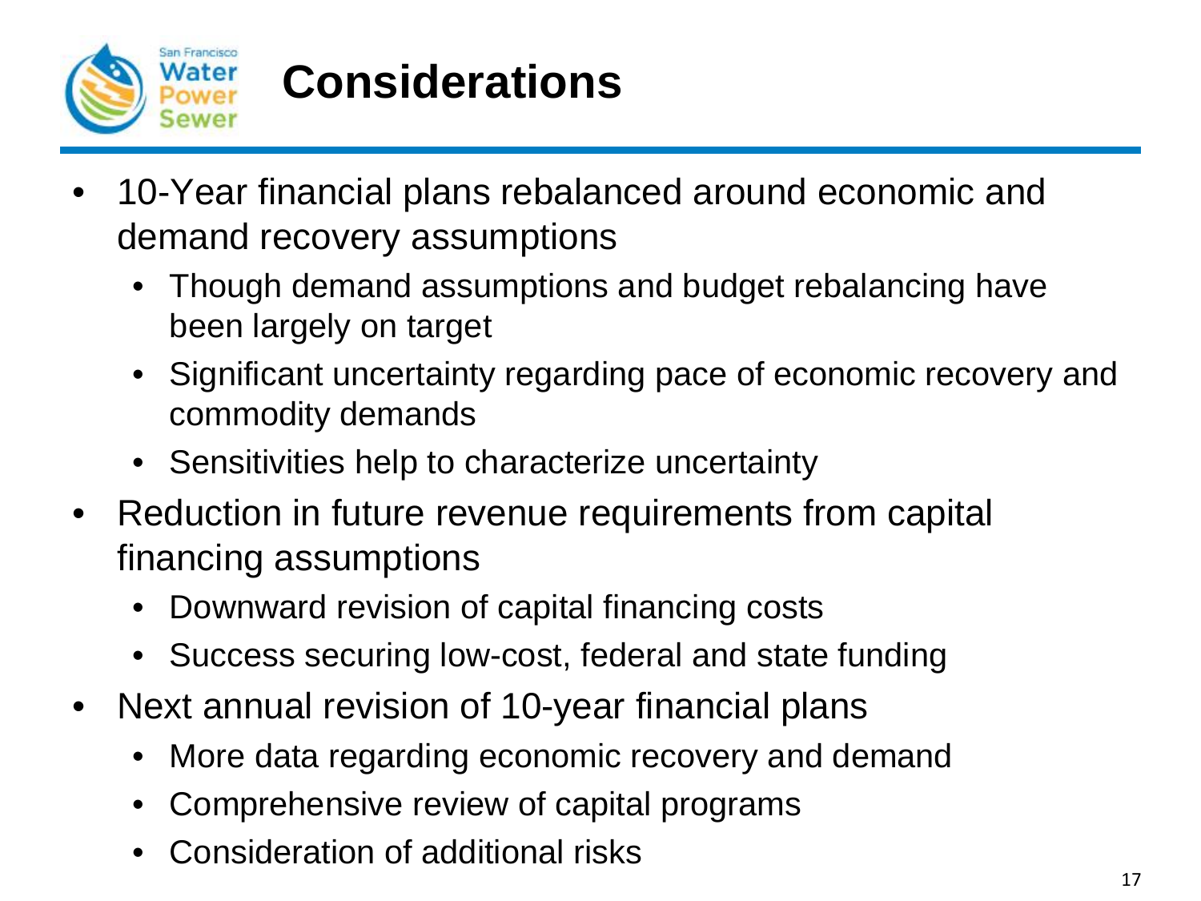# Considerations

- 10-Year financial plans rebalanced around economic and demand recovery assumptions
  - Though demand assumptions and budget rebalancing have been largely on target
  - Significant uncertainty regarding pace of economic recovery and commodity demands
  - Sensitivities help to characterize uncertainty
- Reduction in future revenue requirements from capital financing assumptions
  - Downward revision of capital financing costs
  - Success securing low-cost, federal and state funding
- Next annual revision of 10-year financial plans
  - More data regarding economic recovery and demand
  - Comprehensive review of capital programs
  - Consideration of additional risks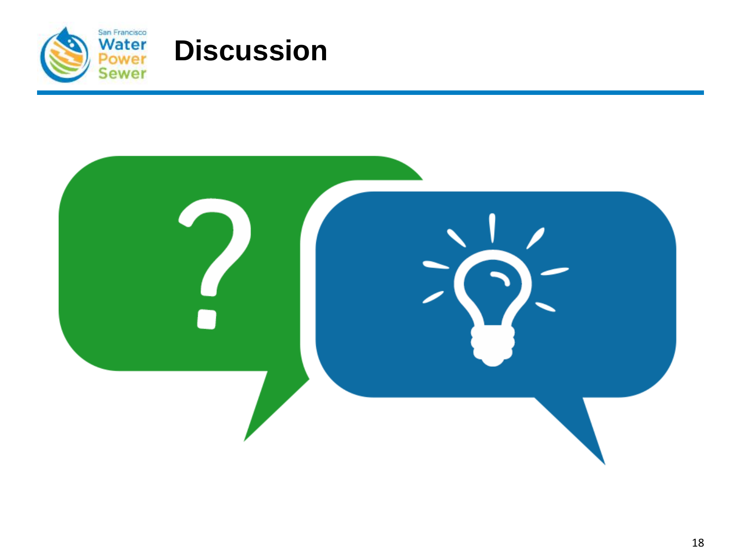# Discussion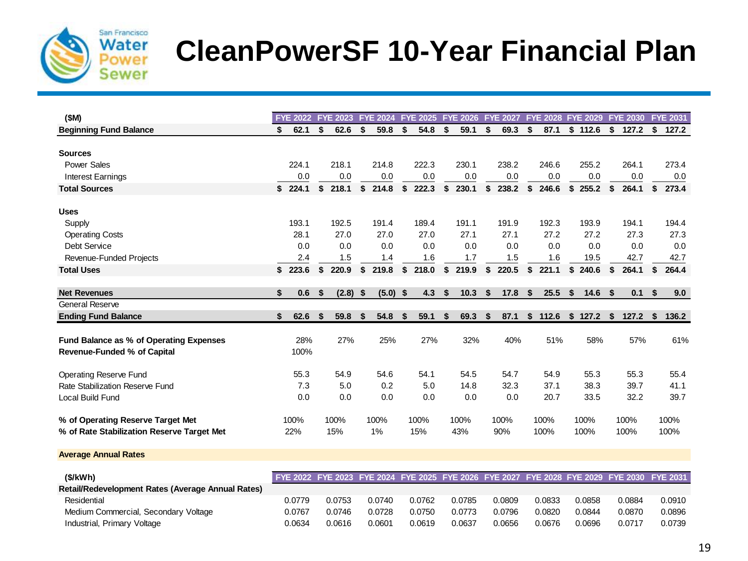# CleanPowerSF 10-Year Financial Plan

| ($M) | FYE 2022 | FYE 2023 | FYE 2024 | FYE 2025 | FYE 2026 | FYE 2027 | FYE 2028 | FYE 2029 | FYE 2030 | FYE 2031 |
|---|---|---|---|---|---|---|---|---|---|---|
| **Beginning Fund Balance** | **$ 62.1** | **$ 62.6** | **$ 59.8** | **$ 54.8** | **$ 59.1** | **$ 69.3** | **$ 87.1** | **$ 112.6** | **$ 127.2** | **$ 127.2** |
| | | | | | | | | | | |
| **Sources** | | | | | | | | | | |
| Power Sales | 224.1 | 218.1 | 214.8 | 222.3 | 230.1 | 238.2 | 246.6 | 255.2 | 264.1 | 273.4 |
| Interest Earnings | 0.0 | 0.0 | 0.0 | 0.0 | 0.0 | 0.0 | 0.0 | 0.0 | 0.0 | 0.0 |
| **Total Sources** | **$ 224.1** | **$ 218.1** | **$ 214.8** | **$ 222.3** | **$ 230.1** | **$ 238.2** | **$ 246.6** | **$ 255.2** | **$ 264.1** | **$ 273.4** |
| | | | | | | | | | | |
| **Uses** | | | | | | | | | | |
| Supply | 193.1 | 192.5 | 191.4 | 189.4 | 191.1 | 191.9 | 192.3 | 193.9 | 194.1 | 194.4 |
| Operating Costs | 28.1 | 27.0 | 27.0 | 27.0 | 27.1 | 27.1 | 27.2 | 27.2 | 27.3 | 27.3 |
| Debt Service | 0.0 | 0.0 | 0.0 | 0.0 | 0.0 | 0.0 | 0.0 | 0.0 | 0.0 | 0.0 |
| Revenue-Funded Projects | 2.4 | 1.5 | 1.4 | 1.6 | 1.7 | 1.5 | 1.6 | 19.5 | 42.7 | 42.7 |
| **Total Uses** | **$ 223.6** | **$ 220.9** | **$ 219.8** | **$ 218.0** | **$ 219.9** | **$ 220.5** | **$ 221.1** | **$ 240.6** | **$ 264.1** | **$ 264.4** |
| | | | | | | | | | | |
| **Net Revenues** | **$ 0.6** | **$ (2.8)** | **$ (5.0)** | **$ 4.3** | **$ 10.3** | **$ 17.8** | **$ 25.5** | **$ 14.6** | **$ 0.1** | **$ 9.0** |
| General Reserve | | | | | | | | | | |
| **Ending Fund Balance** | **$ 62.6** | **$ 59.8** | **$ 54.8** | **$ 59.1** | **$ 69.3** | **$ 87.1** | **$ 112.6** | **$ 127.2** | **$ 127.2** | **$ 136.2** |
| | | | | | | | | | | |
| **Fund Balance as % of Operating Expenses** | 28% | 27% | 25% | 27% | 32% | 40% | 51% | 58% | 57% | 61% |
| **Revenue-Funded % of Capital** | 100% | | | | | | | | | |
| | | | | | | | | | | |
| Operating Reserve Fund | 55.3 | 54.9 | 54.6 | 54.1 | 54.5 | 54.7 | 54.9 | 55.3 | 55.3 | 55.4 |
| Rate Stabilization Reserve Fund | 7.3 | 5.0 | 0.2 | 5.0 | 14.8 | 32.3 | 37.1 | 38.3 | 39.7 | 41.1 |
| Local Build Fund | 0.0 | 0.0 | 0.0 | 0.0 | 0.0 | 0.0 | 20.7 | 33.5 | 32.2 | 39.7 |
| | | | | | | | | | | |
| **% of Operating Reserve Target Met** | 100% | 100% | 100% | 100% | 100% | 100% | 100% | 100% | 100% | 100% |
| **% of Rate Stabilization Reserve Target Met** | 22% | 15% | 1% | 15% | 43% | 90% | 100% | 100% | 100% | 100% |

**Average Annual Rates**

| ($/kWh) | FYE 2022 | FYE 2023 | FYE 2024 | FYE 2025 | FYE 2026 | FYE 2027 | FYE 2028 | FYE 2029 | FYE 2030 | FYE 2031 |
|---|---|---|---|---|---|---|---|---|---|---|
| **Retail/Redevelopment Rates (Average Annual Rates)** | | | | | | | | | | |
| Residential | 0.0779 | 0.0753 | 0.0740 | 0.0762 | 0.0785 | 0.0809 | 0.0833 | 0.0858 | 0.0884 | 0.0910 |
| Medium Commercial, Secondary Voltage | 0.0767 | 0.0746 | 0.0728 | 0.0750 | 0.0773 | 0.0796 | 0.0820 | 0.0844 | 0.0870 | 0.0896 |
| Industrial, Primary Voltage | 0.0634 | 0.0616 | 0.0601 | 0.0619 | 0.0637 | 0.0656 | 0.0676 | 0.0696 | 0.0717 | 0.0739 |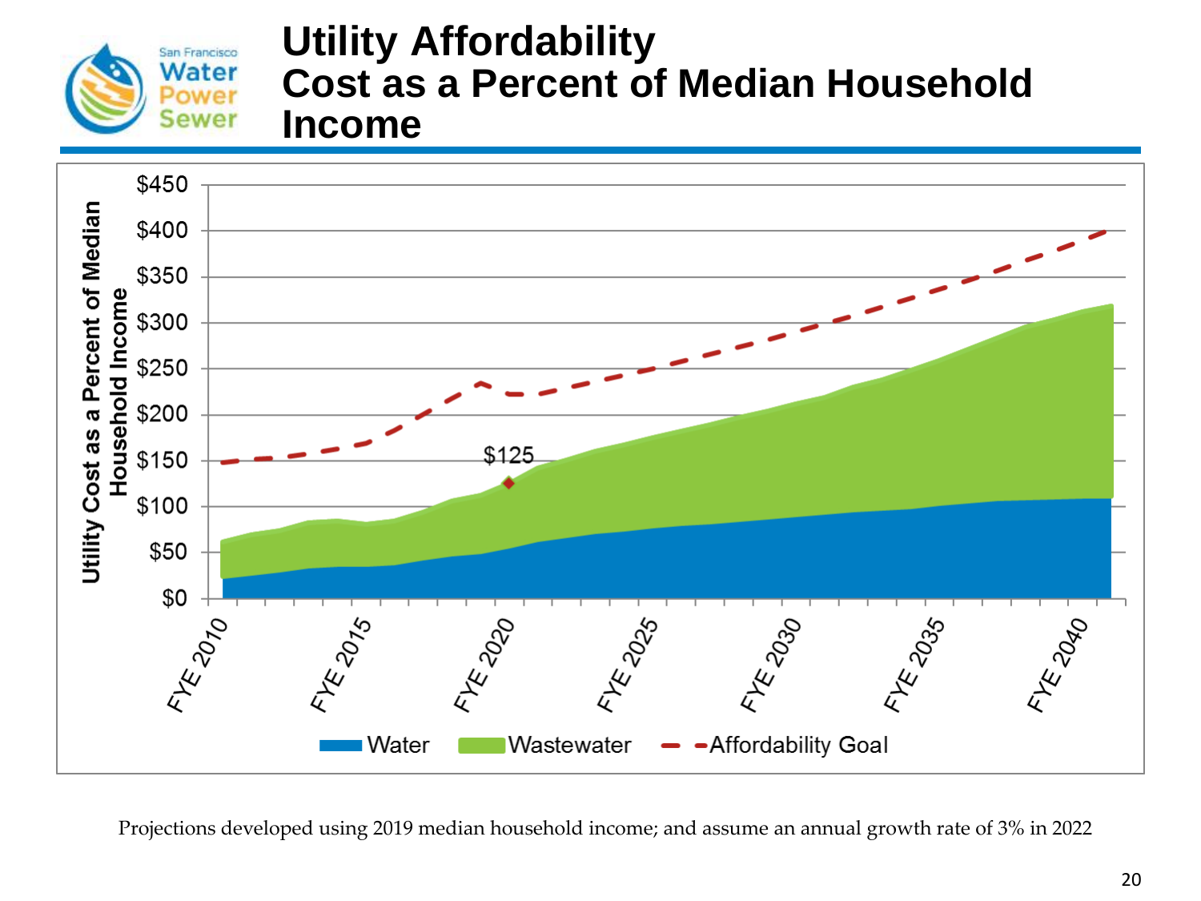# Utility Affordability Cost as a Percent of Median Household Income

Projections developed using 2019 median household income; and assume an annual growth rate of 3% in 2022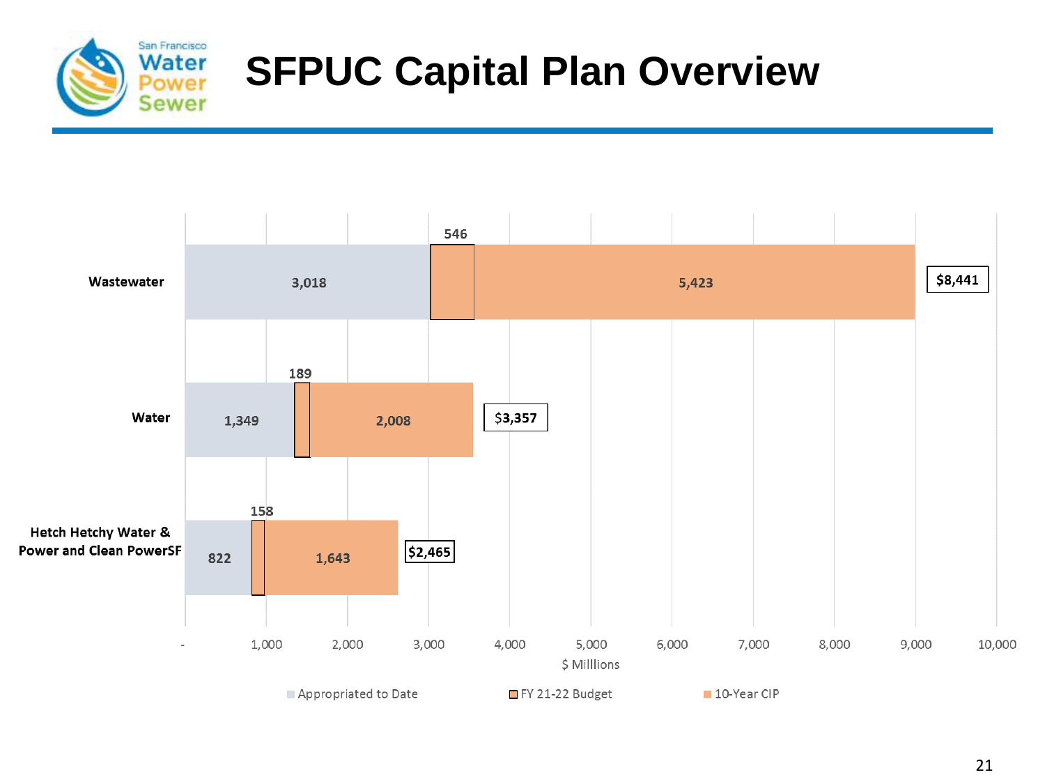# SFPUC Capital Plan Overview

Wastewater
546
3,018
5,423
$8,441

Water
189
1,349
2,008
$3,357

Hetch Hetchy Water & Power and Clean PowerSF
158
822
1,643
$2,465

- 1,000 2,000 3,000 4,000 5,000 6,000 7,000 8,000 9,000 10,000

$ Milllions

Appropriated to Date
FY 21-22 Budget
10-Year CIP